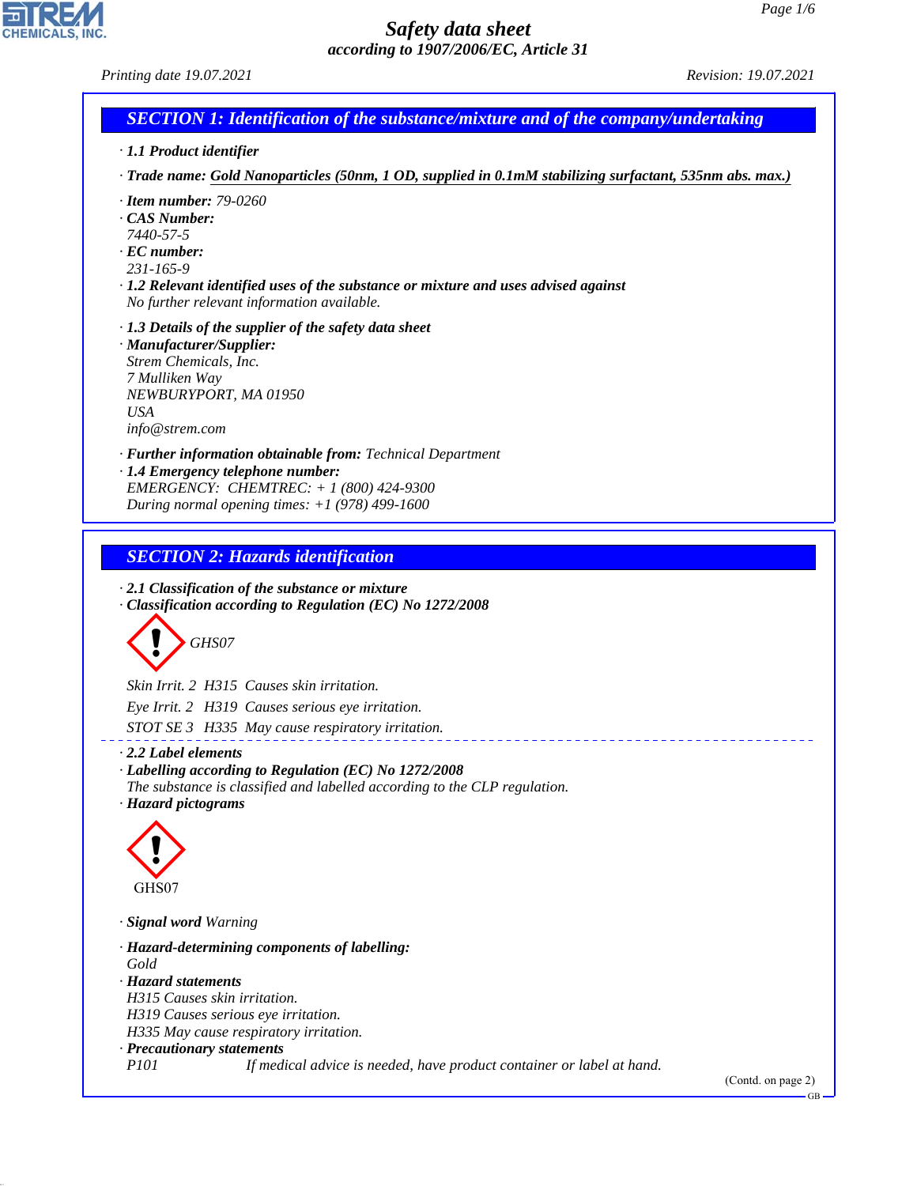# Safety data sheet

*according to 1907/2006/EC, Article 31*

Printing date 19.07.2021 Revision: 19.07.2021

## SECTION 1: Identification of the substance/mixture and of the company/undertaking

· **1.1 Product identifier**

· **Trade name:** Gold Nanoparticles (50nm, 1 OD, supplied in 0.1mM stabilizing surfactant, 535nm abs. max.)

· **Item number:** 79-0260
· **CAS Number:**
7440-57-5
· **EC number:**
231-165-9
· **1.2 Relevant identified uses of the substance or mixture and uses advised against**
No further relevant information available.

· **1.3 Details of the supplier of the safety data sheet**
· **Manufacturer/Supplier:**
Strem Chemicals, Inc.
7 Mulliken Way
NEWBURYPORT, MA 01950
USA
info@strem.com

· **Further information obtainable from:** Technical Department
· **1.4 Emergency telephone number:**
EMERGENCY: CHEMTREC: + 1 (800) 424-9300
During normal opening times: +1 (978) 499-1600

## SECTION 2: Hazards identification

· **2.1 Classification of the substance or mixture**
· **Classification according to Regulation (EC) No 1272/2008**

GHS07

Skin Irrit. 2 H315 Causes skin irritation.

Eye Irrit. 2 H319 Causes serious eye irritation.

STOT SE 3 H335 May cause respiratory irritation.

· **2.2 Label elements**
· **Labelling according to Regulation (EC) No 1272/2008**
The substance is classified and labelled according to the CLP regulation.
· **Hazard pictograms**

GHS07

· **Signal word** Warning

· **Hazard-determining components of labelling:**
Gold
· **Hazard statements**
H315 Causes skin irritation.
H319 Causes serious eye irritation.
H335 May cause respiratory irritation.
· **Precautionary statements**
P101 If medical advice is needed, have product container or label at hand.

(Contd. on page 2)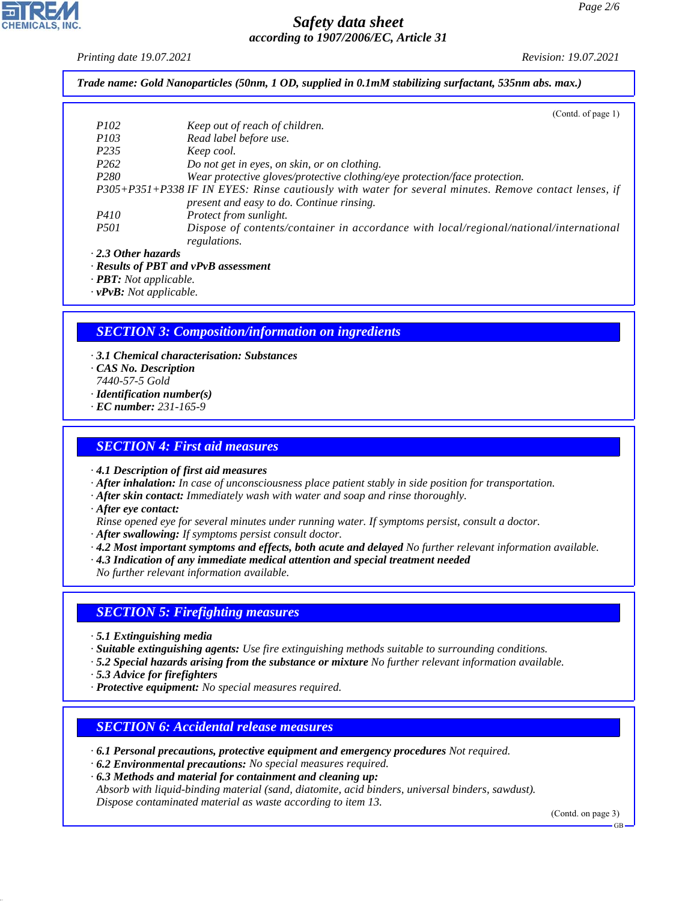**Trade name: Gold Nanoparticles (50nm, 1 OD, supplied in 0.1mM stabilizing surfactant, 535nm abs. max.)**

(Contd. of page 1)

| | |
|---|---|
| P102 | Keep out of reach of children. |
| P103 | Read label before use. |
| P235 | Keep cool. |
| P262 | Do not get in eyes, on skin, or on clothing. |
| P280 | Wear protective gloves/protective clothing/eye protection/face protection. |
| P305+P351+P338 | IF IN EYES: Rinse cautiously with water for several minutes. Remove contact lenses, if present and easy to do. Continue rinsing. |
| P410 | Protect from sunlight. |
| P501 | Dispose of contents/container in accordance with local/regional/national/international regulations. |

· **2.3 Other hazards**
· **Results of PBT and vPvB assessment**
· **PBT:** Not applicable.
· **vPvB:** Not applicable.

## SECTION 3: Composition/information on ingredients

· **3.1 Chemical characterisation: Substances**
· **CAS No. Description**
7440-57-5 Gold
· **Identification number(s)**
· **EC number:** 231-165-9

## SECTION 4: First aid measures

· **4.1 Description of first aid measures**
· **After inhalation:** In case of unconsciousness place patient stably in side position for transportation.
· **After skin contact:** Immediately wash with water and soap and rinse thoroughly.
· **After eye contact:**
Rinse opened eye for several minutes under running water. If symptoms persist, consult a doctor.
· **After swallowing:** If symptoms persist consult doctor.
· **4.2 Most important symptoms and effects, both acute and delayed** No further relevant information available.
· **4.3 Indication of any immediate medical attention and special treatment needed**
No further relevant information available.

## SECTION 5: Firefighting measures

· **5.1 Extinguishing media**
· **Suitable extinguishing agents:** Use fire extinguishing methods suitable to surrounding conditions.
· **5.2 Special hazards arising from the substance or mixture** No further relevant information available.
· **5.3 Advice for firefighters**
· **Protective equipment:** No special measures required.

## SECTION 6: Accidental release measures

· **6.1 Personal precautions, protective equipment and emergency procedures** Not required.
· **6.2 Environmental precautions:** No special measures required.
· **6.3 Methods and material for containment and cleaning up:**
Absorb with liquid-binding material (sand, diatomite, acid binders, universal binders, sawdust).
Dispose contaminated material as waste according to item 13.

(Contd. on page 3)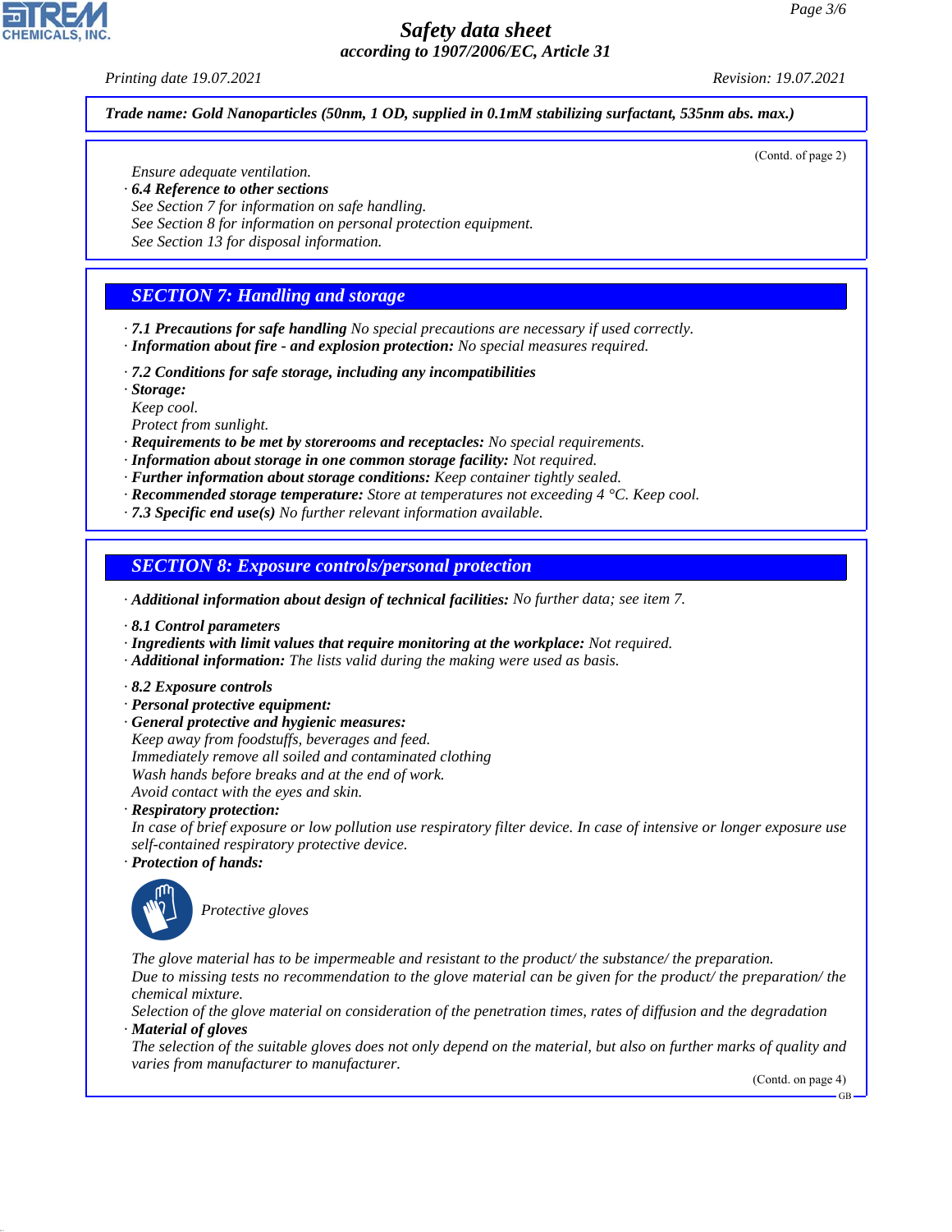(Contd. of page 2)

Ensure adequate ventilation.

· **6.4 Reference to other sections**
See Section 7 for information on safe handling.
See Section 8 for information on personal protection equipment.
See Section 13 for disposal information.

## SECTION 7: Handling and storage

· **7.1 Precautions for safe handling** No special precautions are necessary if used correctly.
· **Information about fire - and explosion protection:** No special measures required.

· **7.2 Conditions for safe storage, including any incompatibilities**
· **Storage:**
Keep cool.
Protect from sunlight.
· **Requirements to be met by storerooms and receptacles:** No special requirements.
· **Information about storage in one common storage facility:** Not required.
· **Further information about storage conditions:** Keep container tightly sealed.
· **Recommended storage temperature:** Store at temperatures not exceeding 4 °C. Keep cool.
· **7.3 Specific end use(s)** No further relevant information available.

## SECTION 8: Exposure controls/personal protection

· **Additional information about design of technical facilities:** No further data; see item 7.

· **8.1 Control parameters**
· **Ingredients with limit values that require monitoring at the workplace:** Not required.
· **Additional information:** The lists valid during the making were used as basis.

· **8.2 Exposure controls**
· **Personal protective equipment:**
· **General protective and hygienic measures:**
Keep away from foodstuffs, beverages and feed.
Immediately remove all soiled and contaminated clothing
Wash hands before breaks and at the end of work.
Avoid contact with the eyes and skin.
· **Respiratory protection:**
In case of brief exposure or low pollution use respiratory filter device. In case of intensive or longer exposure use self-contained respiratory protective device.
· **Protection of hands:**

Protective gloves

The glove material has to be impermeable and resistant to the product/ the substance/ the preparation.
Due to missing tests no recommendation to the glove material can be given for the product/ the preparation/ the chemical mixture.
Selection of the glove material on consideration of the penetration times, rates of diffusion and the degradation
· **Material of gloves**
The selection of the suitable gloves does not only depend on the material, but also on further marks of quality and varies from manufacturer to manufacturer.

(Contd. on page 4)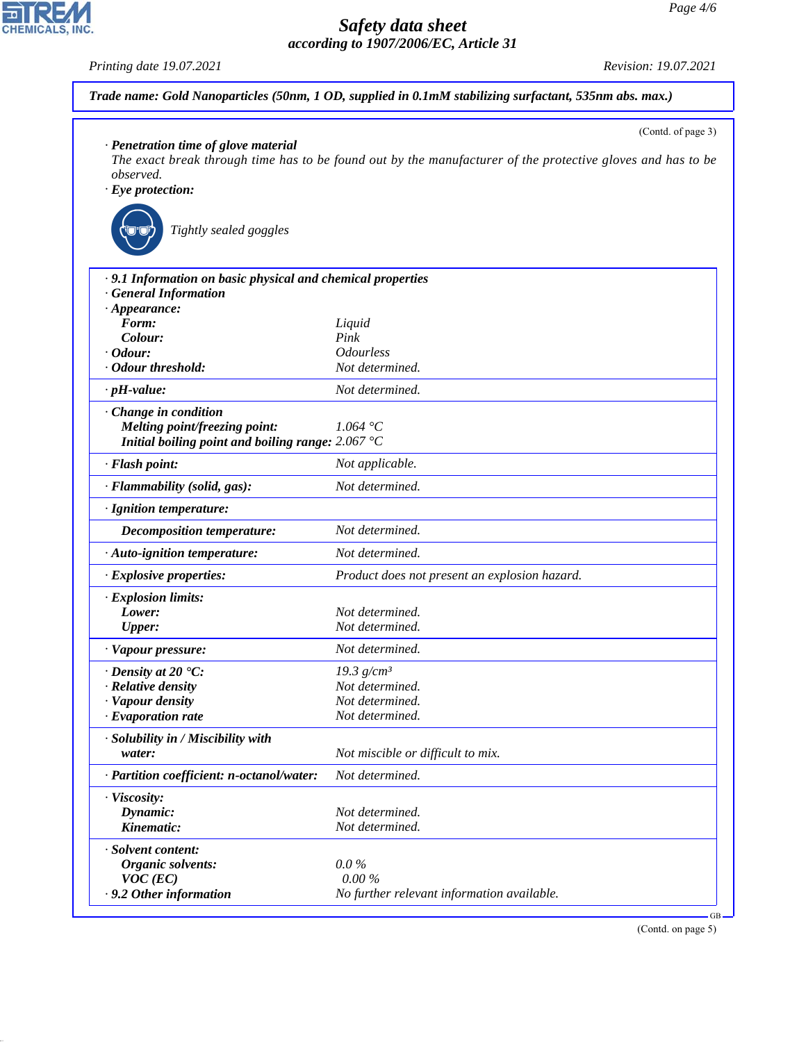**Trade name: Gold Nanoparticles (50nm, 1 OD, supplied in 0.1mM stabilizing surfactant, 535nm abs. max.)**

(Contd. of page 3)

· **Penetration time of glove material**
The exact break through time has to be found out by the manufacturer of the protective gloves and has to be observed.

· **Eye protection:**

Tightly sealed goggles

| | |
|---|---|
| · **9.1 Information on basic physical and chemical properties** | |
| · **General Information** | |
| · **Appearance:** | |
| **Form:** | Liquid |
| **Colour:** | Pink |
| · **Odour:** | Odourless |
| · **Odour threshold:** | Not determined. |
| · **pH-value:** | Not determined. |
| · **Change in condition** | |
| **Melting point/freezing point:** | 1.064 °C |
| **Initial boiling point and boiling range:** | 2.067 °C |
| · **Flash point:** | Not applicable. |
| · **Flammability (solid, gas):** | Not determined. |
| · **Ignition temperature:** | |
| **Decomposition temperature:** | Not determined. |
| · **Auto-ignition temperature:** | Not determined. |
| · **Explosive properties:** | Product does not present an explosion hazard. |
| · **Explosion limits:** | |
| **Lower:** | Not determined. |
| **Upper:** | Not determined. |
| · **Vapour pressure:** | Not determined. |
| · **Density at 20 °C:** | 19.3 g/cm³ |
| · **Relative density** | Not determined. |
| · **Vapour density** | Not determined. |
| · **Evaporation rate** | Not determined. |
| · **Solubility in / Miscibility with water:** | Not miscible or difficult to mix. |
| · **Partition coefficient: n-octanol/water:** | Not determined. |
| · **Viscosity:** | |
| **Dynamic:** | Not determined. |
| **Kinematic:** | Not determined. |
| · **Solvent content:** | |
| **Organic solvents:** | 0.0 % |
| **VOC (EC)** | 0.00 % |
| · **9.2 Other information** | No further relevant information available. |

(Contd. on page 5)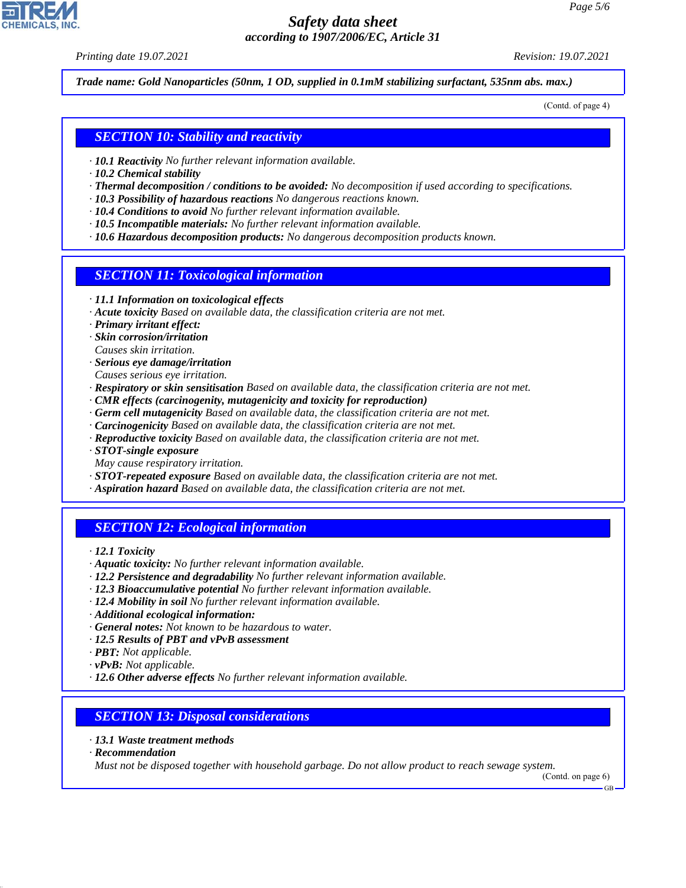*Safety data sheet*
*according to 1907/2006/EC, Article 31*

Printing date 19.07.2021 Revision: 19.07.2021

**Trade name: Gold Nanoparticles (50nm, 1 OD, supplied in 0.1mM stabilizing surfactant, 535nm abs. max.)**

(Contd. of page 4)

## SECTION 10: Stability and reactivity

- **10.1 Reactivity** No further relevant information available.
- **10.2 Chemical stability**
- **Thermal decomposition / conditions to be avoided:** No decomposition if used according to specifications.
- **10.3 Possibility of hazardous reactions** No dangerous reactions known.
- **10.4 Conditions to avoid** No further relevant information available.
- **10.5 Incompatible materials:** No further relevant information available.
- **10.6 Hazardous decomposition products:** No dangerous decomposition products known.

## SECTION 11: Toxicological information

- **11.1 Information on toxicological effects**
- **Acute toxicity** Based on available data, the classification criteria are not met.
- **Primary irritant effect:**
- **Skin corrosion/irritation**
  Causes skin irritation.
- **Serious eye damage/irritation**
  Causes serious eye irritation.
- **Respiratory or skin sensitisation** Based on available data, the classification criteria are not met.
- **CMR effects (carcinogenity, mutagenicity and toxicity for reproduction)**
- **Germ cell mutagenicity** Based on available data, the classification criteria are not met.
- **Carcinogenicity** Based on available data, the classification criteria are not met.
- **Reproductive toxicity** Based on available data, the classification criteria are not met.
- **STOT-single exposure**
  May cause respiratory irritation.
- **STOT-repeated exposure** Based on available data, the classification criteria are not met.
- **Aspiration hazard** Based on available data, the classification criteria are not met.

## SECTION 12: Ecological information

- **12.1 Toxicity**
- **Aquatic toxicity:** No further relevant information available.
- **12.2 Persistence and degradability** No further relevant information available.
- **12.3 Bioaccumulative potential** No further relevant information available.
- **12.4 Mobility in soil** No further relevant information available.
- **Additional ecological information:**
- **General notes:** Not known to be hazardous to water.
- **12.5 Results of PBT and vPvB assessment**
- **PBT:** Not applicable.
- **vPvB:** Not applicable.
- **12.6 Other adverse effects** No further relevant information available.

## SECTION 13: Disposal considerations

- **13.1 Waste treatment methods**
- **Recommendation**
  Must not be disposed together with household garbage. Do not allow product to reach sewage system.

(Contd. on page 6)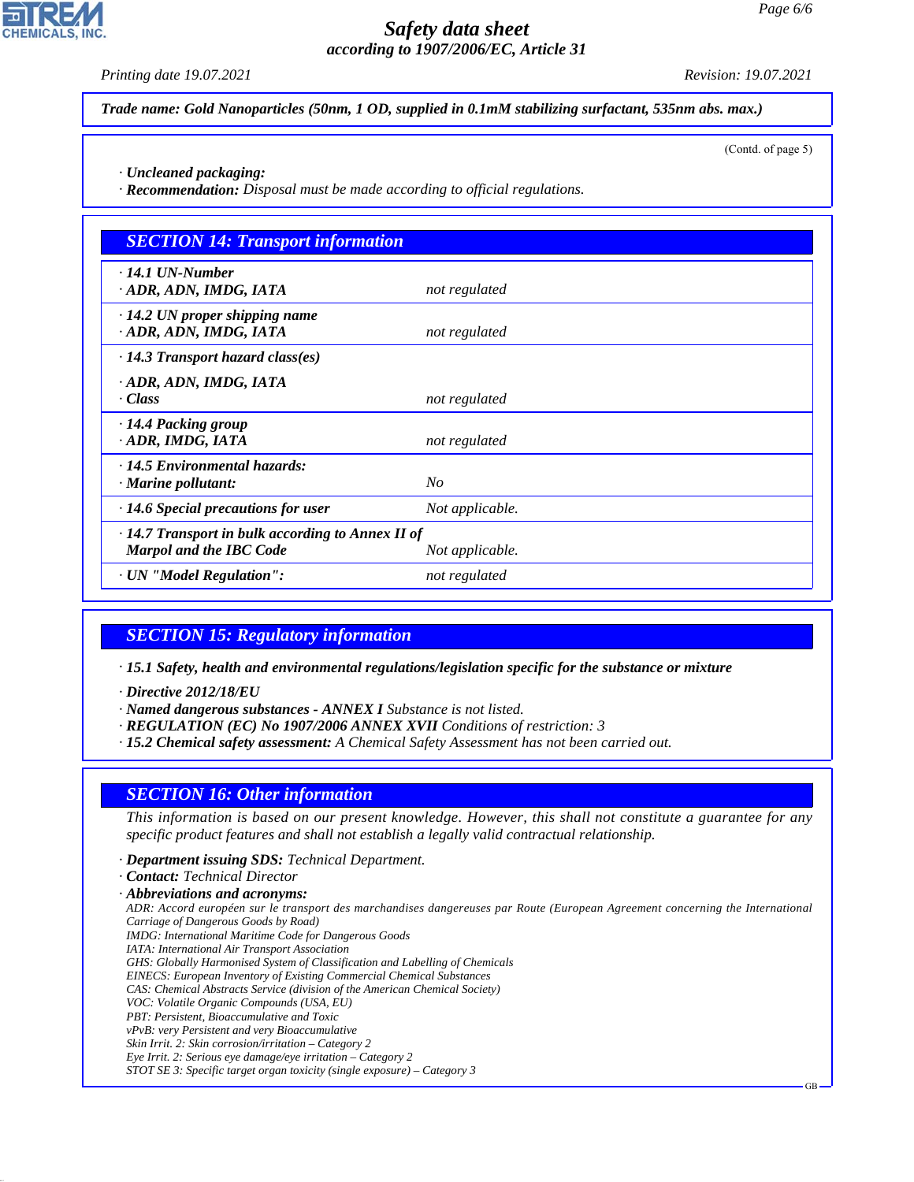**Trade name: Gold Nanoparticles (50nm, 1 OD, supplied in 0.1mM stabilizing surfactant, 535nm abs. max.)**

(Contd. of page 5)

· **Uncleaned packaging:**
· **Recommendation:** Disposal must be made according to official regulations.

## SECTION 14: Transport information

| | |
|---|---|
| · **14.1 UN-Number** | |
| · **ADR, ADN, IMDG, IATA** | not regulated |
| · **14.2 UN proper shipping name** | |
| · **ADR, ADN, IMDG, IATA** | not regulated |
| · **14.3 Transport hazard class(es)** | |
| · **ADR, ADN, IMDG, IATA** | |
| · **Class** | not regulated |
| · **14.4 Packing group** | |
| · **ADR, IMDG, IATA** | not regulated |
| · **14.5 Environmental hazards:** | |
| · **Marine pollutant:** | No |
| · **14.6 Special precautions for user** | Not applicable. |
| · **14.7 Transport in bulk according to Annex II of Marpol and the IBC Code** | Not applicable. |
| · **UN "Model Regulation":** | not regulated |

## SECTION 15: Regulatory information

· **15.1 Safety, health and environmental regulations/legislation specific for the substance or mixture**

· **Directive 2012/18/EU**
· **Named dangerous substances - ANNEX I** Substance is not listed.
· **REGULATION (EC) No 1907/2006 ANNEX XVII** Conditions of restriction: 3
· **15.2 Chemical safety assessment:** A Chemical Safety Assessment has not been carried out.

## SECTION 16: Other information

This information is based on our present knowledge. However, this shall not constitute a guarantee for any specific product features and shall not establish a legally valid contractual relationship.

· **Department issuing SDS:** Technical Department.
· **Contact:** Technical Director
· **Abbreviations and acronyms:**
ADR: Accord européen sur le transport des marchandises dangereuses par Route (European Agreement concerning the International Carriage of Dangerous Goods by Road)
IMDG: International Maritime Code for Dangerous Goods
IATA: International Air Transport Association
GHS: Globally Harmonised System of Classification and Labelling of Chemicals
EINECS: European Inventory of Existing Commercial Chemical Substances
CAS: Chemical Abstracts Service (division of the American Chemical Society)
VOC: Volatile Organic Compounds (USA, EU)
PBT: Persistent, Bioaccumulative and Toxic
vPvB: very Persistent and very Bioaccumulative
Skin Irrit. 2: Skin corrosion/irritation – Category 2
Eye Irrit. 2: Serious eye damage/eye irritation – Category 2
STOT SE 3: Specific target organ toxicity (single exposure) – Category 3